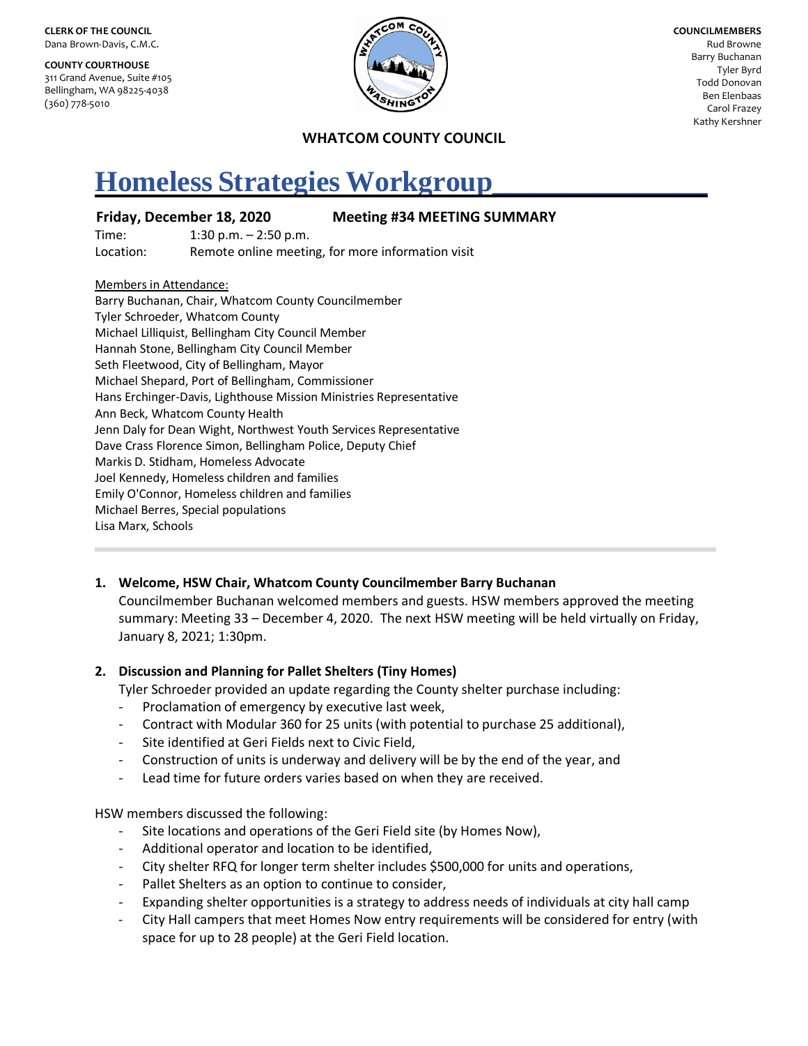**CLERK OF THE COUNCIL**
Dana Brown-Davis, C.M.C.

**COUNTY COURTHOUSE**
311 Grand Avenue, Suite #105
Bellingham, WA 98225-4038
(360) 778-5010

**COUNCILMEMBERS**
Rud Browne
Barry Buchanan
Tyler Byrd
Todd Donovan
Ben Elenbaas
Carol Frazey
Kathy Kershner

**WHATCOM COUNTY COUNCIL**

# Homeless Strategies Workgroup

**Friday, December 18, 2020** **Meeting #34 MEETING SUMMARY**

Time: 1:30 p.m. – 2:50 p.m.
Location: Remote online meeting, for more information visit

Members in Attendance:
Barry Buchanan, Chair, Whatcom County Councilmember
Tyler Schroeder, Whatcom County
Michael Lilliquist, Bellingham City Council Member
Hannah Stone, Bellingham City Council Member
Seth Fleetwood, City of Bellingham, Mayor
Michael Shepard, Port of Bellingham, Commissioner
Hans Erchinger-Davis, Lighthouse Mission Ministries Representative
Ann Beck, Whatcom County Health
Jenn Daly for Dean Wight, Northwest Youth Services Representative
Dave Crass Florence Simon, Bellingham Police, Deputy Chief
Markis D. Stidham, Homeless Advocate
Joel Kennedy, Homeless children and families
Emily O'Connor, Homeless children and families
Michael Berres, Special populations
Lisa Marx, Schools

---

1. **Welcome, HSW Chair, Whatcom County Councilmember Barry Buchanan**
   Councilmember Buchanan welcomed members and guests. HSW members approved the meeting summary: Meeting 33 – December 4, 2020. The next HSW meeting will be held virtually on Friday, January 8, 2021; 1:30pm.

2. **Discussion and Planning for Pallet Shelters (Tiny Homes)**
   Tyler Schroeder provided an update regarding the County shelter purchase including:
   - Proclamation of emergency by executive last week,
   - Contract with Modular 360 for 25 units (with potential to purchase 25 additional),
   - Site identified at Geri Fields next to Civic Field,
   - Construction of units is underway and delivery will be by the end of the year, and
   - Lead time for future orders varies based on when they are received.

HSW members discussed the following:
- Site locations and operations of the Geri Field site (by Homes Now),
- Additional operator and location to be identified,
- City shelter RFQ for longer term shelter includes $500,000 for units and operations,
- Pallet Shelters as an option to continue to consider,
- Expanding shelter opportunities is a strategy to address needs of individuals at city hall camp
- City Hall campers that meet Homes Now entry requirements will be considered for entry (with space for up to 28 people) at the Geri Field location.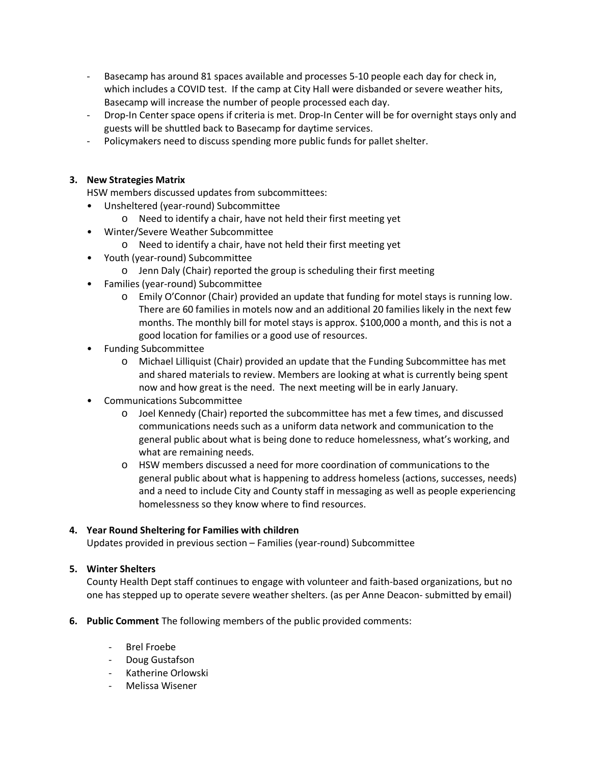- Basecamp has around 81 spaces available and processes 5-10 people each day for check in, which includes a COVID test. If the camp at City Hall were disbanded or severe weather hits, Basecamp will increase the number of people processed each day.
- Drop-In Center space opens if criteria is met. Drop-In Center will be for overnight stays only and guests will be shuttled back to Basecamp for daytime services.
- Policymakers need to discuss spending more public funds for pallet shelter.

**3. New Strategies Matrix**

HSW members discussed updates from subcommittees:

- Unsheltered (year-round) Subcommittee
  - Need to identify a chair, have not held their first meeting yet
- Winter/Severe Weather Subcommittee
  - Need to identify a chair, have not held their first meeting yet
- Youth (year-round) Subcommittee
  - Jenn Daly (Chair) reported the group is scheduling their first meeting
- Families (year-round) Subcommittee
  - Emily O'Connor (Chair) provided an update that funding for motel stays is running low. There are 60 families in motels now and an additional 20 families likely in the next few months. The monthly bill for motel stays is approx. $100,000 a month, and this is not a good location for families or a good use of resources.
- Funding Subcommittee
  - Michael Lilliquist (Chair) provided an update that the Funding Subcommittee has met and shared materials to review. Members are looking at what is currently being spent now and how great is the need. The next meeting will be in early January.
- Communications Subcommittee
  - Joel Kennedy (Chair) reported the subcommittee has met a few times, and discussed communications needs such as a uniform data network and communication to the general public about what is being done to reduce homelessness, what's working, and what are remaining needs.
  - HSW members discussed a need for more coordination of communications to the general public about what is happening to address homeless (actions, successes, needs) and a need to include City and County staff in messaging as well as people experiencing homelessness so they know where to find resources.

**4. Year Round Sheltering for Families with children**

Updates provided in previous section – Families (year-round) Subcommittee

**5. Winter Shelters**

County Health Dept staff continues to engage with volunteer and faith-based organizations, but no one has stepped up to operate severe weather shelters. (as per Anne Deacon- submitted by email)

**6. Public Comment** The following members of the public provided comments:

- Brel Froebe
- Doug Gustafson
- Katherine Orlowski
- Melissa Wisener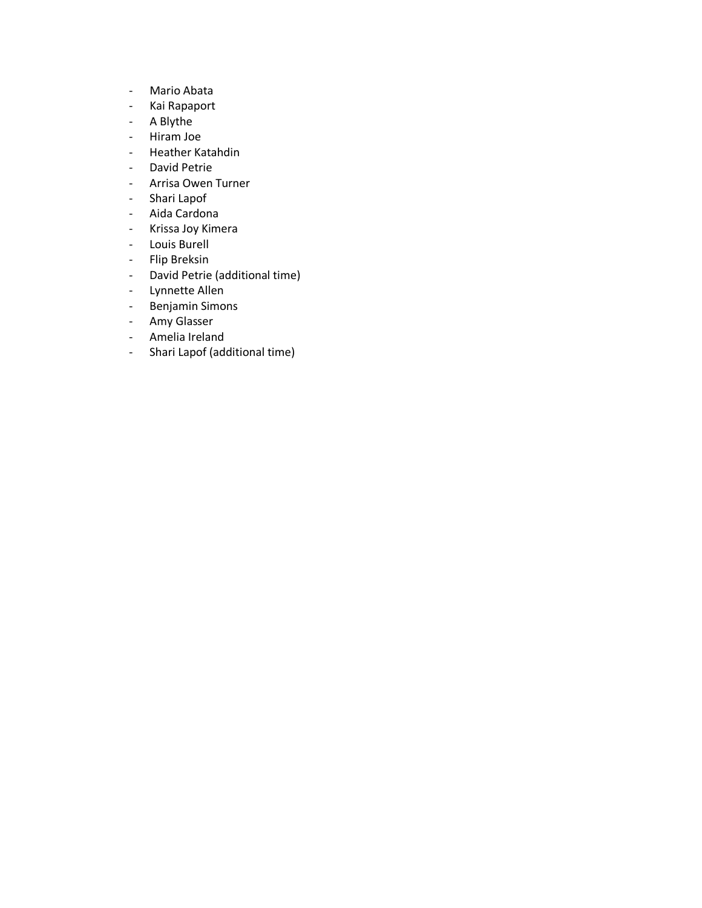- Mario Abata
- Kai Rapaport
- A Blythe
- Hiram Joe
- Heather Katahdin
- David Petrie
- Arrisa Owen Turner
- Shari Lapof
- Aida Cardona
- Krissa Joy Kimera
- Louis Burell
- Flip Breksin
- David Petrie (additional time)
- Lynnette Allen
- Benjamin Simons
- Amy Glasser
- Amelia Ireland
- Shari Lapof (additional time)